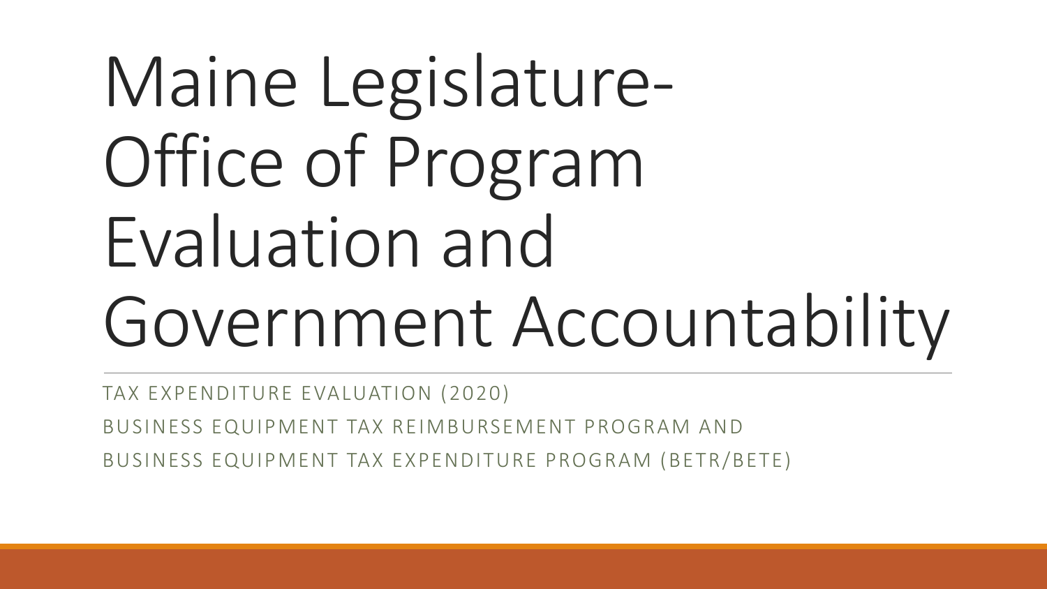# Maine Legislature- Office of Program Evaluation and Government Accountability

TAX EXPENDITURE EVALUATION (2020)

BUSINESS EQUIPMENT TAX REIMBURSEMENT PROGRAM AND BUSINESS EQUIPMENT TAX EXPENDITURE PROGRAM (BETR/BETE)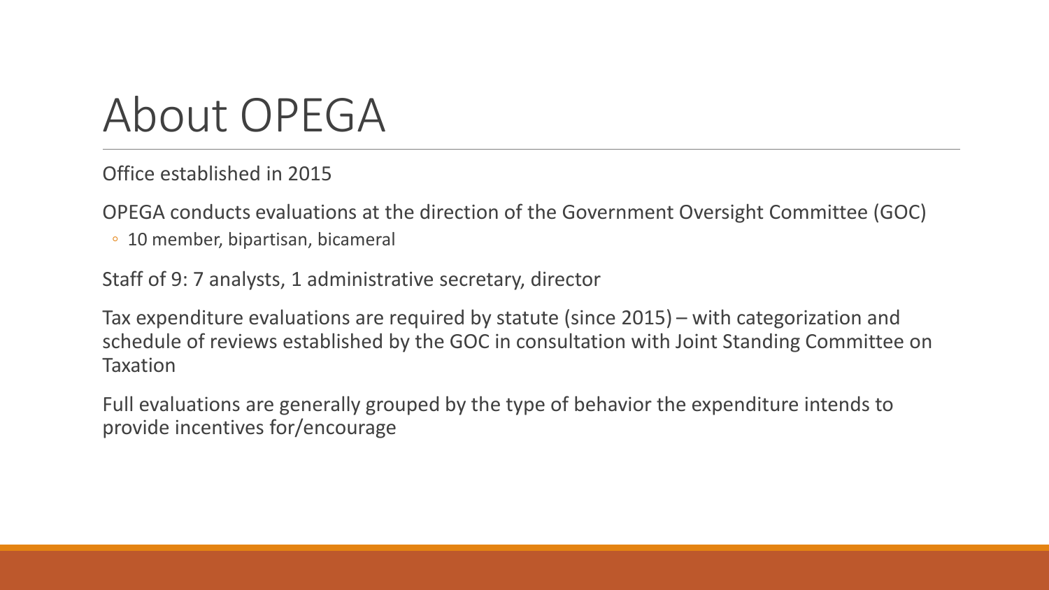# About OPEGA

Office established in 2015

OPEGA conducts evaluations at the direction of the Government Oversight Committee (GOC)

- 10 member, bipartisan, bicameral

Staff of 9: 7 analysts, 1 administrative secretary, director

Tax expenditure evaluations are required by statute (since 2015) – with categorization and schedule of reviews established by the GOC in consultation with Joint Standing Committee on Taxation

Full evaluations are generally grouped by the type of behavior the expenditure intends to provide incentives for/encourage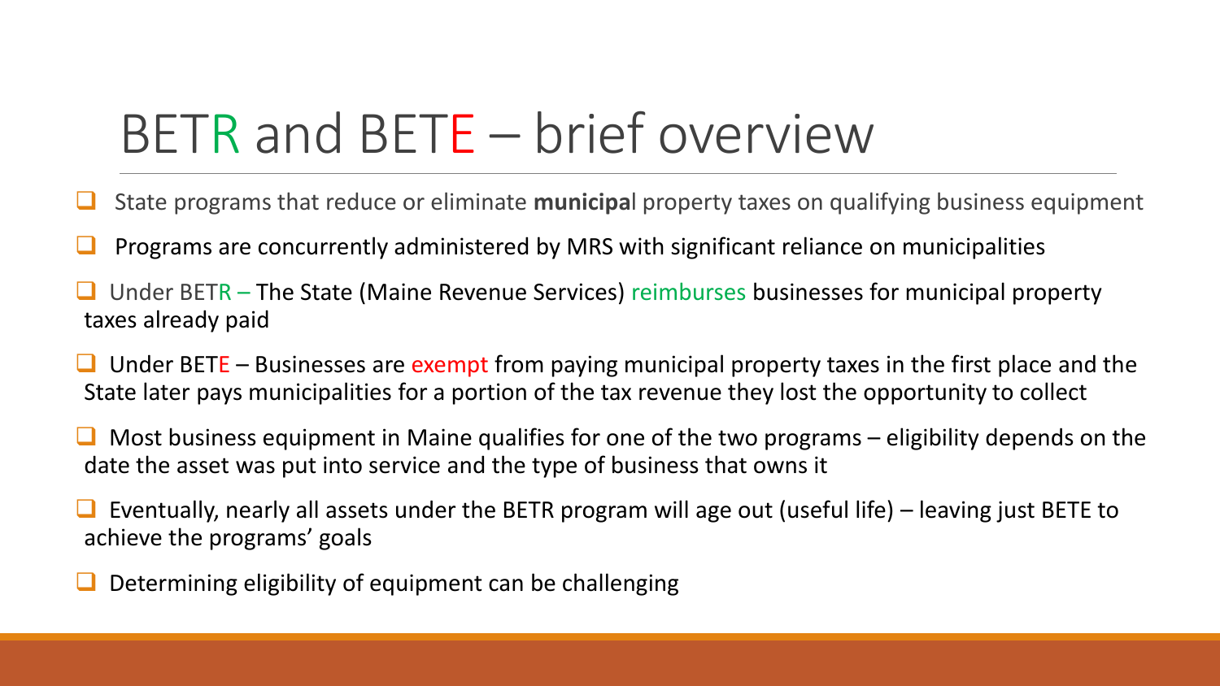# BETR and BETE – brief overview

- State programs that reduce or eliminate **municipa**l property taxes on qualifying business equipment
- Programs are concurrently administered by MRS with significant reliance on municipalities
- Under BETR – The State (Maine Revenue Services) reimburses businesses for municipal property taxes already paid
- Under BETE – Businesses are exempt from paying municipal property taxes in the first place and the State later pays municipalities for a portion of the tax revenue they lost the opportunity to collect
- Most business equipment in Maine qualifies for one of the two programs – eligibility depends on the date the asset was put into service and the type of business that owns it
- Eventually, nearly all assets under the BETR program will age out (useful life) – leaving just BETE to achieve the programs' goals
- Determining eligibility of equipment can be challenging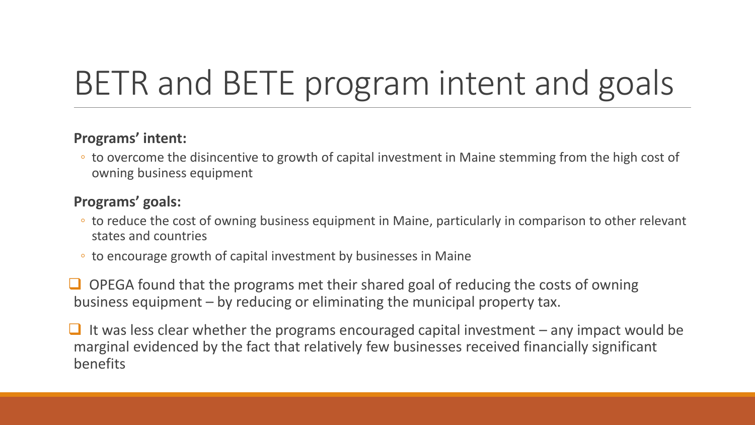# BETR and BETE program intent and goals

**Programs' intent:**

- to overcome the disincentive to growth of capital investment in Maine stemming from the high cost of owning business equipment

**Programs' goals:**

- to reduce the cost of owning business equipment in Maine, particularly in comparison to other relevant states and countries
- to encourage growth of capital investment by businesses in Maine

- OPEGA found that the programs met their shared goal of reducing the costs of owning business equipment – by reducing or eliminating the municipal property tax.
- It was less clear whether the programs encouraged capital investment – any impact would be marginal evidenced by the fact that relatively few businesses received financially significant benefits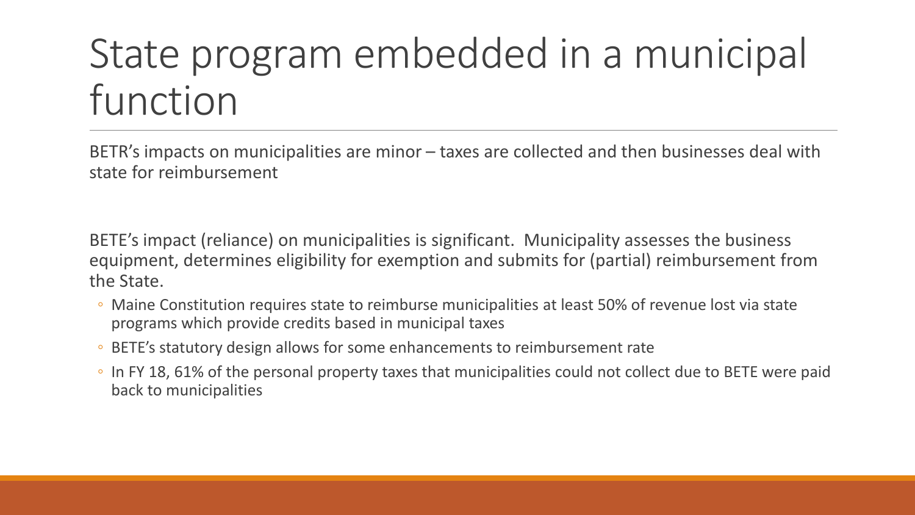# State program embedded in a municipal function

BETR's impacts on municipalities are minor – taxes are collected and then businesses deal with state for reimbursement

BETE's impact (reliance) on municipalities is significant. Municipality assesses the business equipment, determines eligibility for exemption and submits for (partial) reimbursement from the State.

- Maine Constitution requires state to reimburse municipalities at least 50% of revenue lost via state programs which provide credits based in municipal taxes
- BETE's statutory design allows for some enhancements to reimbursement rate
- In FY 18, 61% of the personal property taxes that municipalities could not collect due to BETE were paid back to municipalities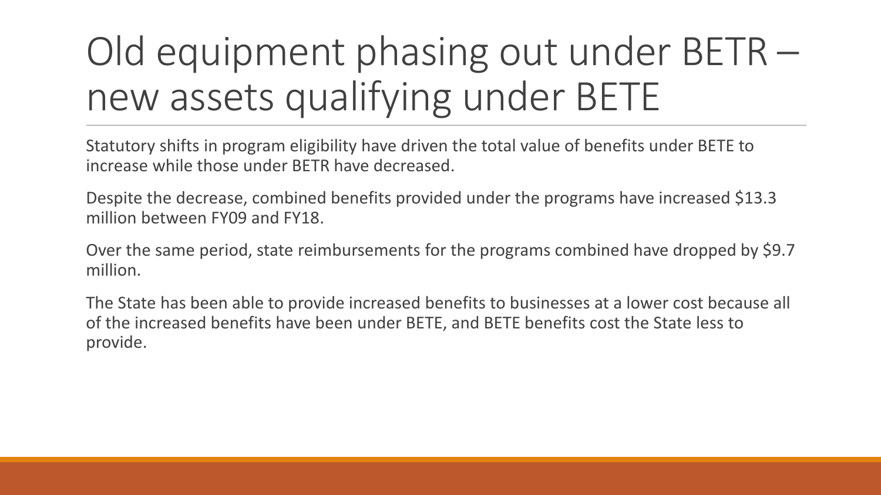# Old equipment phasing out under BETR – new assets qualifying under BETE

Statutory shifts in program eligibility have driven the total value of benefits under BETE to increase while those under BETR have decreased.

Despite the decrease, combined benefits provided under the programs have increased $13.3 million between FY09 and FY18.

Over the same period, state reimbursements for the programs combined have dropped by $9.7 million.

The State has been able to provide increased benefits to businesses at a lower cost because all of the increased benefits have been under BETE, and BETE benefits cost the State less to provide.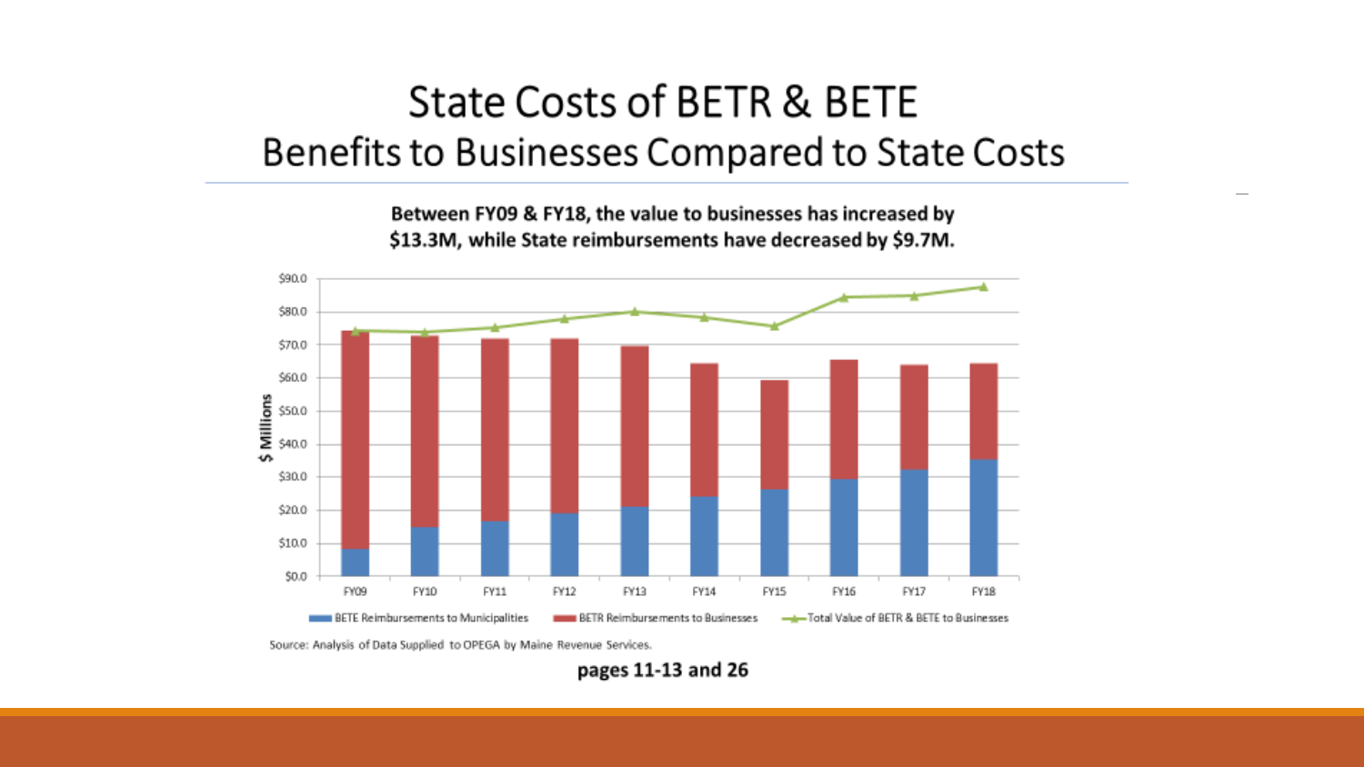# State Costs of BETR & BETE

## Benefits to Businesses Compared to State Costs

**Between FY09 & FY18, the value to businesses has increased by $13.3M, while State reimbursements have decreased by $9.7M.**

Source: Analysis of Data Supplied to OPEGA by Maine Revenue Services.

**pages 11-13 and 26**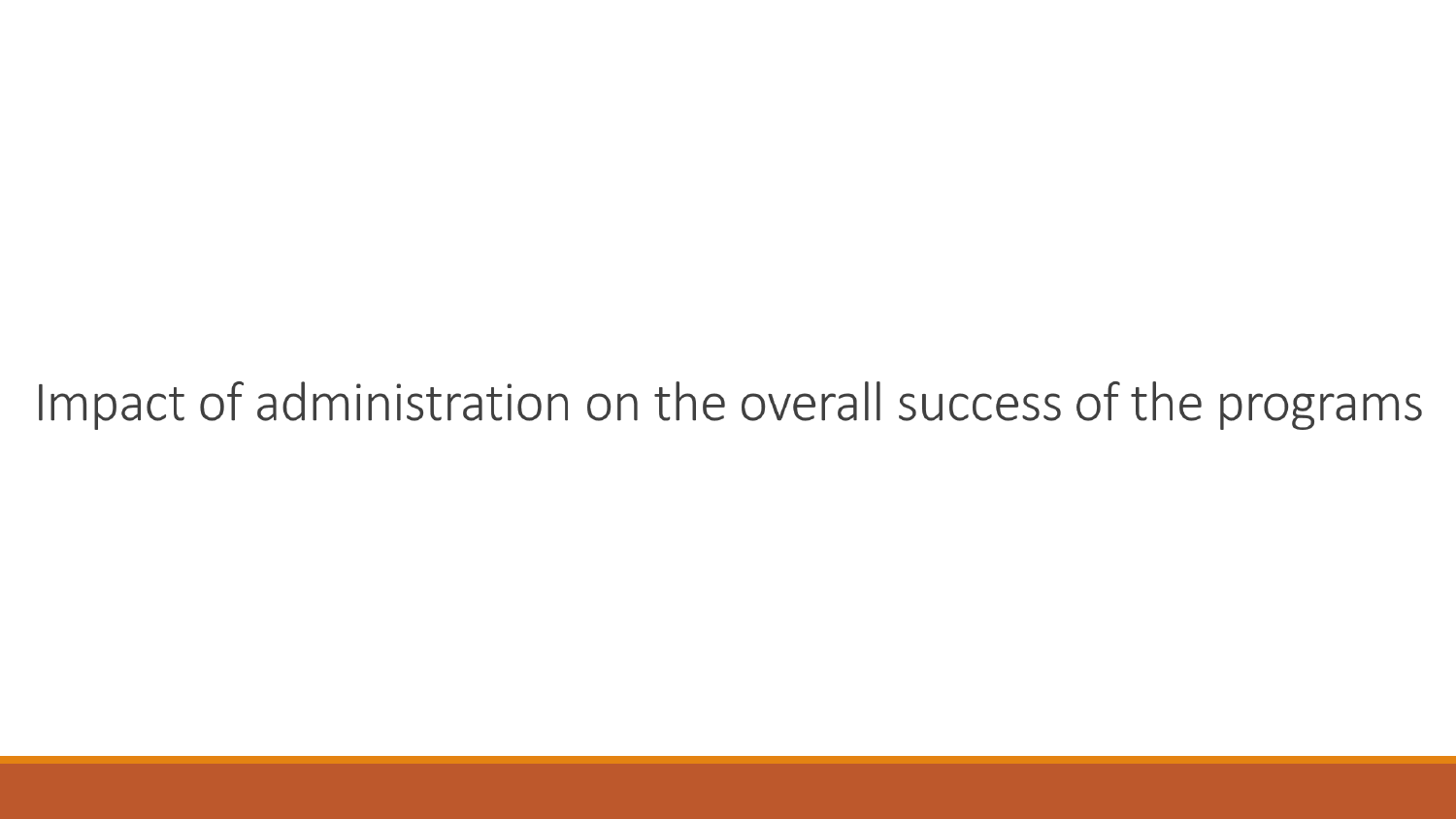# Impact of administration on the overall success of the programs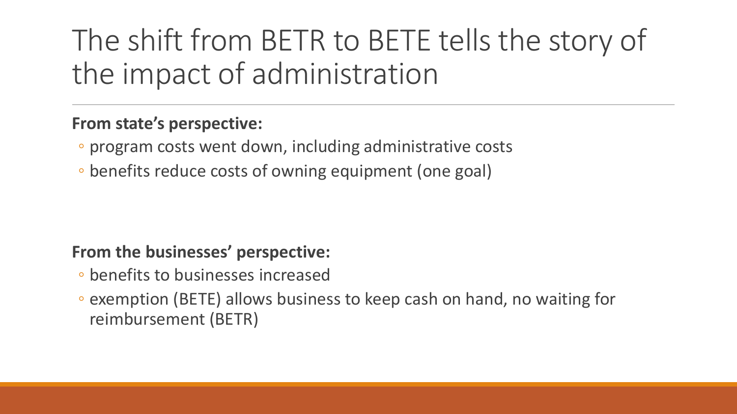# The shift from BETR to BETE tells the story of the impact of administration

**From state's perspective:**

- program costs went down, including administrative costs
- benefits reduce costs of owning equipment (one goal)

**From the businesses' perspective:**

- benefits to businesses increased
- exemption (BETE) allows business to keep cash on hand, no waiting for reimbursement (BETR)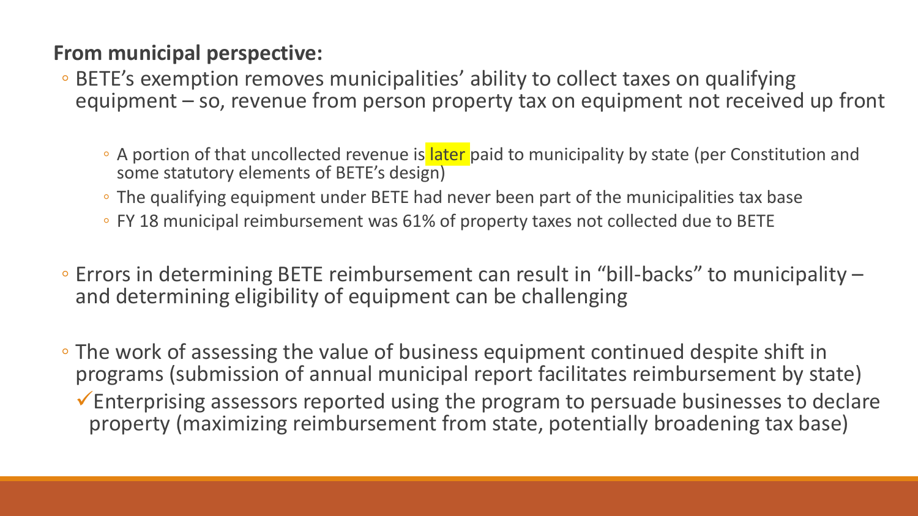**From municipal perspective:**

- BETE's exemption removes municipalities' ability to collect taxes on qualifying equipment – so, revenue from person property tax on equipment not received up front
  - A portion of that uncollected revenue is later paid to municipality by state (per Constitution and some statutory elements of BETE's design)
  - The qualifying equipment under BETE had never been part of the municipalities tax base
  - FY 18 municipal reimbursement was 61% of property taxes not collected due to BETE
- Errors in determining BETE reimbursement can result in "bill-backs" to municipality – and determining eligibility of equipment can be challenging
- The work of assessing the value of business equipment continued despite shift in programs (submission of annual municipal report facilitates reimbursement by state)
  - ✓ Enterprising assessors reported using the program to persuade businesses to declare property (maximizing reimbursement from state, potentially broadening tax base)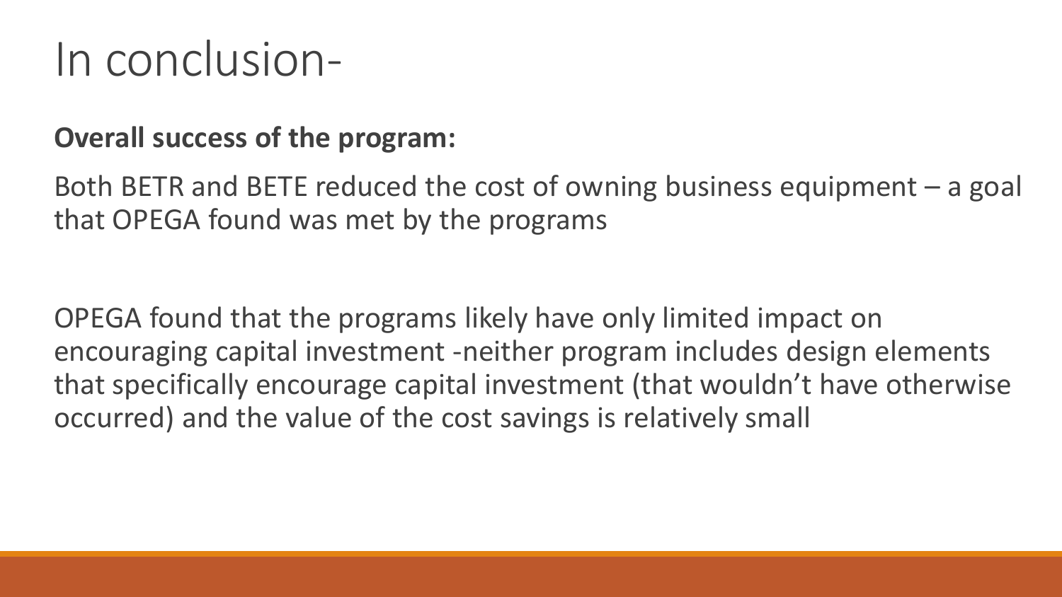# In conclusion-

**Overall success of the program:**

Both BETR and BETE reduced the cost of owning business equipment – a goal that OPEGA found was met by the programs

OPEGA found that the programs likely have only limited impact on encouraging capital investment -neither program includes design elements that specifically encourage capital investment (that wouldn't have otherwise occurred) and the value of the cost savings is relatively small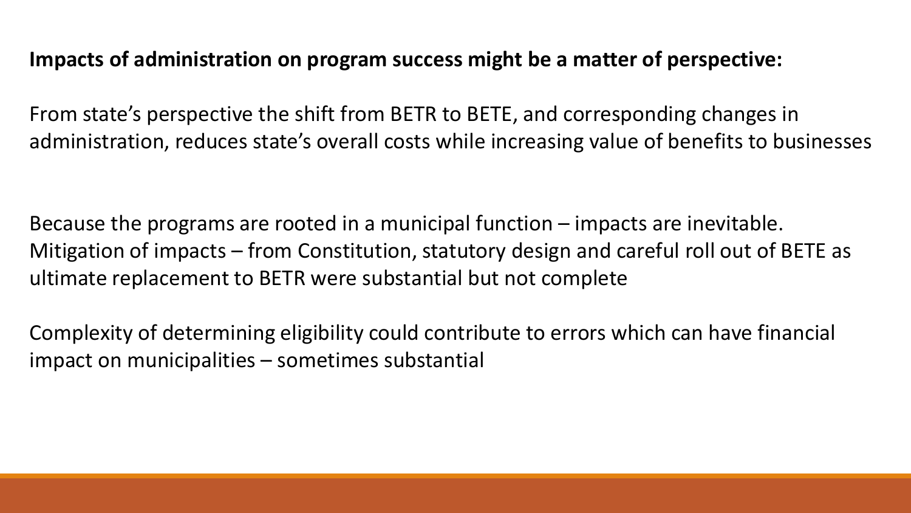**Impacts of administration on program success might be a matter of perspective:**

From state's perspective the shift from BETR to BETE, and corresponding changes in administration, reduces state's overall costs while increasing value of benefits to businesses

Because the programs are rooted in a municipal function – impacts are inevitable. Mitigation of impacts – from Constitution, statutory design and careful roll out of BETE as ultimate replacement to BETR were substantial but not complete

Complexity of determining eligibility could contribute to errors which can have financial impact on municipalities – sometimes substantial